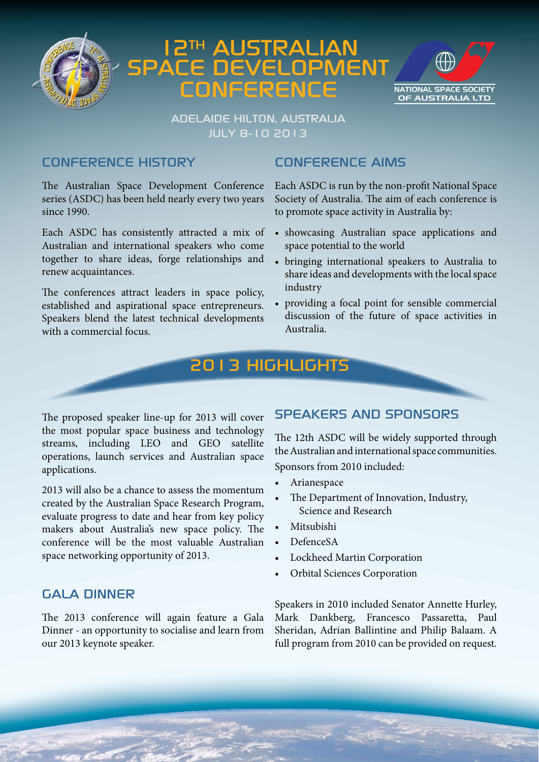# 12TH AUSTRALIAN SPACE DEVELOPMENT CONFERENCE

NATIONAL SPACE SOCIETY OF AUSTRALIA LTD

ADELAIDE HILTON, AUSTRALIA
JULY 8-10 2013

## CONFERENCE HISTORY

The Australian Space Development Conference series (ASDC) has been held nearly every two years since 1990.

Each ASDC has consistently attracted a mix of Australian and international speakers who come together to share ideas, forge relationships and renew acquaintances.

The conferences attract leaders in space policy, established and aspirational space entrepreneurs. Speakers blend the latest technical developments with a commercial focus.

## CONFERENCE AIMS

Each ASDC is run by the non-profit National Space Society of Australia. The aim of each conference is to promote space activity in Australia by:

- showcasing Australian space applications and space potential to the world
- bringing international speakers to Australia to share ideas and developments with the local space industry
- providing a focal point for sensible commercial discussion of the future of space activities in Australia.

## 2013 HIGHLIGHTS

The proposed speaker line-up for 2013 will cover the most popular space business and technology streams, including LEO and GEO satellite operations, launch services and Australian space applications.

2013 will also be a chance to assess the momentum created by the Australian Space Research Program, evaluate progress to date and hear from key policy makers about Australia's new space policy. The conference will be the most valuable Australian space networking opportunity of 2013.

## GALA DINNER

The 2013 conference will again feature a Gala Dinner - an opportunity to socialise and learn from our 2013 keynote speaker.

## SPEAKERS AND SPONSORS

The 12th ASDC will be widely supported through the Australian and international space communities.

Sponsors from 2010 included:

- Arianespace
- The Department of Innovation, Industry, Science and Research
- Mitsubishi
- DefenceSA
- Lockheed Martin Corporation
- Orbital Sciences Corporation

Speakers in 2010 included Senator Annette Hurley, Mark Dankberg, Francesco Passaretta, Paul Sheridan, Adrian Ballintine and Philip Balaam. A full program from 2010 can be provided on request.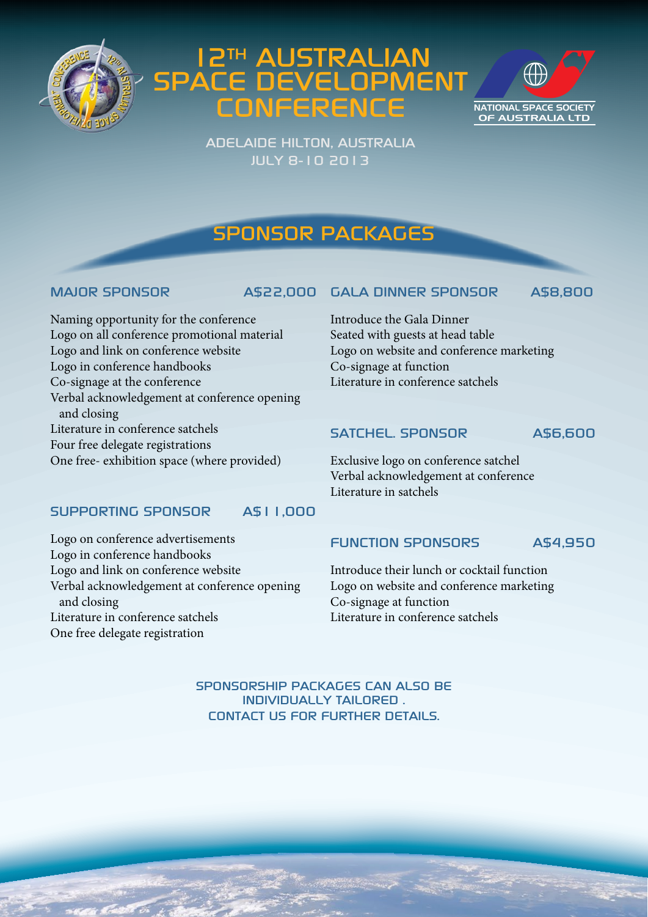# 12TH AUSTRALIAN SPACE DEVELOPMENT CONFERENCE

NATIONAL SPACE SOCIETY OF AUSTRALIA LTD

ADELAIDE HILTON, AUSTRALIA
JULY 8-10 2013

## SPONSOR PACKAGES

### MAJOR SPONSOR A$22,000

Naming opportunity for the conference
Logo on all conference promotional material
Logo and link on conference website
Logo in conference handbooks
Co-signage at the conference
Verbal acknowledgement at conference opening and closing
Literature in conference satchels
Four free delegate registrations
One free- exhibition space (where provided)

### SUPPORTING SPONSOR A$11,000

Logo on conference advertisements
Logo in conference handbooks
Logo and link on conference website
Verbal acknowledgement at conference opening and closing
Literature in conference satchels
One free delegate registration

### GALA DINNER SPONSOR A$8,800

Introduce the Gala Dinner
Seated with guests at head table
Logo on website and conference marketing
Co-signage at function
Literature in conference satchels

### SATCHEL. SPONSOR A$6,600

Exclusive logo on conference satchel
Verbal acknowledgement at conference
Literature in satchels

### FUNCTION SPONSORS A$4,950

Introduce their lunch or cocktail function
Logo on website and conference marketing
Co-signage at function
Literature in conference satchels

SPONSORSHIP PACKAGES CAN ALSO BE INDIVIDUALLY TAILORED .
CONTACT US FOR FURTHER DETAILS.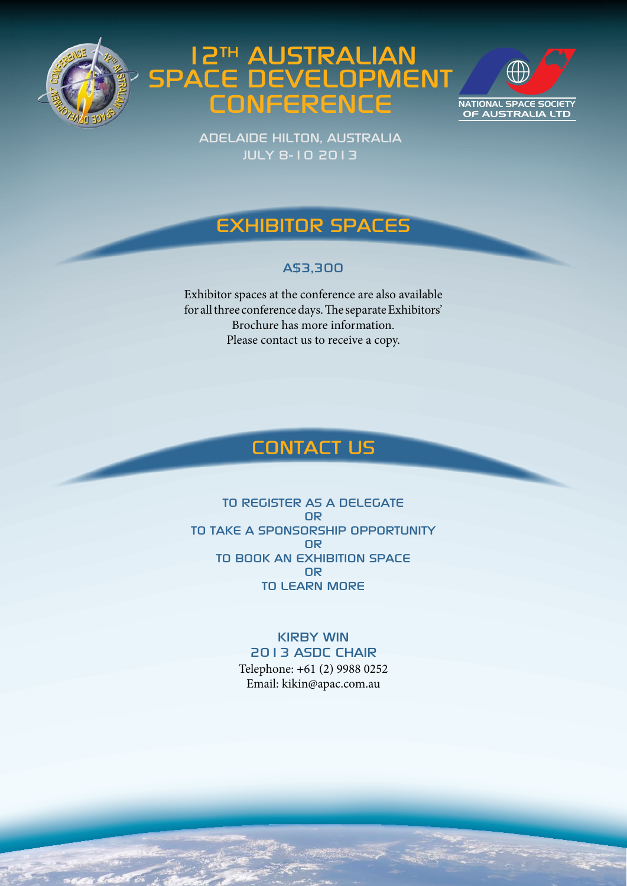# 12TH AUSTRALIAN SPACE DEVELOPMENT CONFERENCE

NATIONAL SPACE SOCIETY OF AUSTRALIA LTD

ADELAIDE HILTON, AUSTRALIA
JULY 8-10 2013

## EXHIBITOR SPACES

### A$3,300

Exhibitor spaces at the conference are also available for all three conference days. The separate Exhibitors' Brochure has more information.
Please contact us to receive a copy.

## CONTACT US

TO REGISTER AS A DELEGATE
OR
TO TAKE A SPONSORSHIP OPPORTUNITY
OR
TO BOOK AN EXHIBITION SPACE
OR
TO LEARN MORE

KIRBY WIN
2013 ASDC CHAIR
Telephone: +61 (2) 9988 0252
Email: kikin@apac.com.au